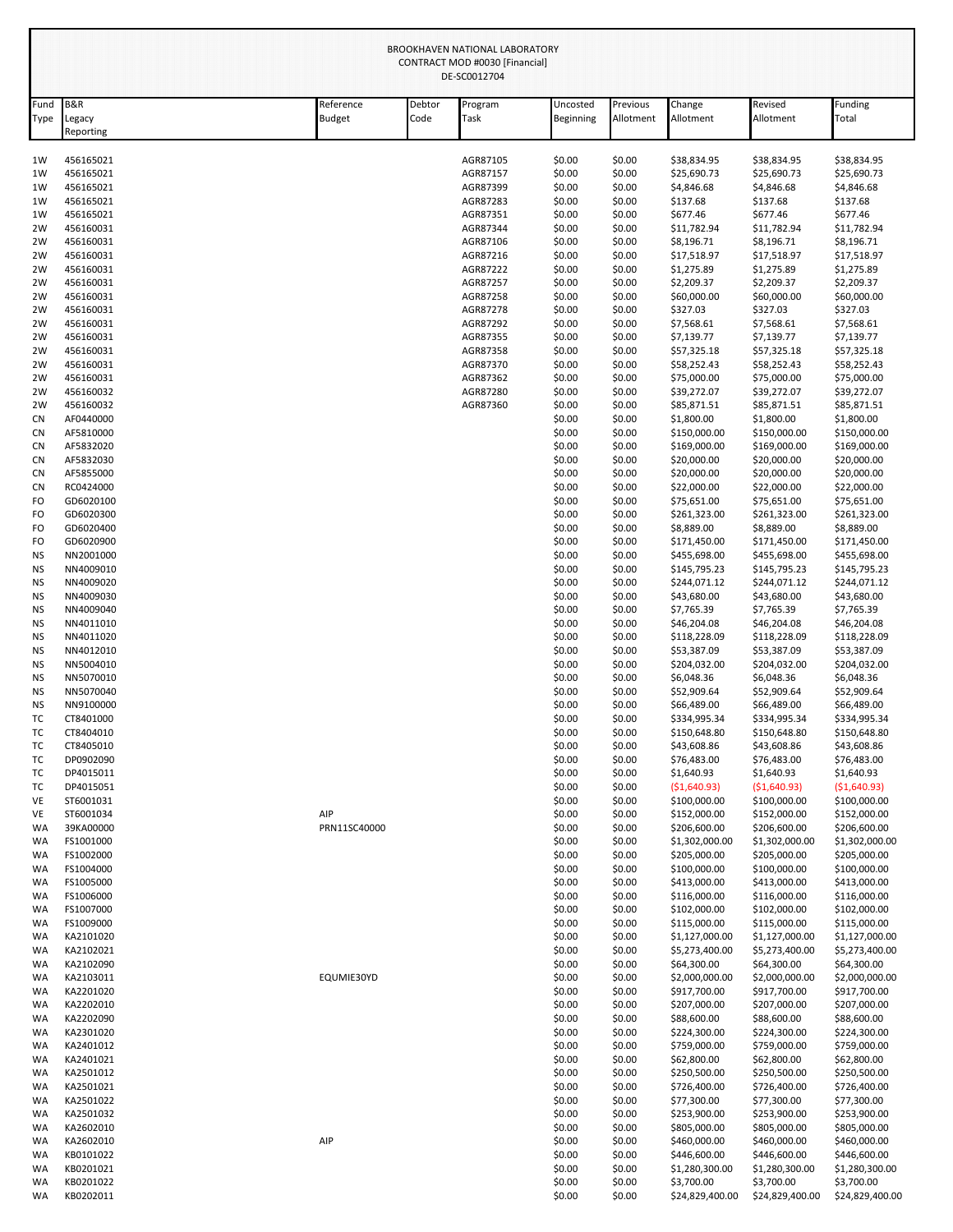BROOKHAVEN NATIONAL LABORATORY
CONTRACT MOD #0030 [Financial]
DE-SC0012704

| Fund Type | B&R Legacy Reporting | Reference Budget | Debtor Code | Program Task | Uncosted Beginning | Previous Allotment | Change Allotment | Revised Allotment | Funding Total |
|---|---|---|---|---|---|---|---|---|---|
| 1W | 456165021 | | | AGR87105 | $0.00 | $0.00 | $38,834.95 | $38,834.95 | $38,834.95 |
| 1W | 456165021 | | | AGR87157 | $0.00 | $0.00 | $25,690.73 | $25,690.73 | $25,690.73 |
| 1W | 456165021 | | | AGR87399 | $0.00 | $0.00 | $4,846.68 | $4,846.68 | $4,846.68 |
| 1W | 456165021 | | | AGR87283 | $0.00 | $0.00 | $137.68 | $137.68 | $137.68 |
| 1W | 456165021 | | | AGR87351 | $0.00 | $0.00 | $677.46 | $677.46 | $677.46 |
| 2W | 456160031 | | | AGR87344 | $0.00 | $0.00 | $11,782.94 | $11,782.94 | $11,782.94 |
| 2W | 456160031 | | | AGR87106 | $0.00 | $0.00 | $8,196.71 | $8,196.71 | $8,196.71 |
| 2W | 456160031 | | | AGR87216 | $0.00 | $0.00 | $17,518.97 | $17,518.97 | $17,518.97 |
| 2W | 456160031 | | | AGR87222 | $0.00 | $0.00 | $1,275.89 | $1,275.89 | $1,275.89 |
| 2W | 456160031 | | | AGR87257 | $0.00 | $0.00 | $2,209.37 | $2,209.37 | $2,209.37 |
| 2W | 456160031 | | | AGR87258 | $0.00 | $0.00 | $60,000.00 | $60,000.00 | $60,000.00 |
| 2W | 456160031 | | | AGR87278 | $0.00 | $0.00 | $327.03 | $327.03 | $327.03 |
| 2W | 456160031 | | | AGR87292 | $0.00 | $0.00 | $7,568.61 | $7,568.61 | $7,568.61 |
| 2W | 456160031 | | | AGR87355 | $0.00 | $0.00 | $7,139.77 | $7,139.77 | $7,139.77 |
| 2W | 456160031 | | | AGR87358 | $0.00 | $0.00 | $57,325.18 | $57,325.18 | $57,325.18 |
| 2W | 456160031 | | | AGR87370 | $0.00 | $0.00 | $58,252.43 | $58,252.43 | $58,252.43 |
| 2W | 456160031 | | | AGR87362 | $0.00 | $0.00 | $75,000.00 | $75,000.00 | $75,000.00 |
| 2W | 456160032 | | | AGR87280 | $0.00 | $0.00 | $39,272.07 | $39,272.07 | $39,272.07 |
| 2W | 456160032 | | | AGR87360 | $0.00 | $0.00 | $85,871.51 | $85,871.51 | $85,871.51 |
| CN | AF0440000 | | | | $0.00 | $0.00 | $1,800.00 | $1,800.00 | $1,800.00 |
| CN | AF5810000 | | | | $0.00 | $0.00 | $150,000.00 | $150,000.00 | $150,000.00 |
| CN | AF5832020 | | | | $0.00 | $0.00 | $169,000.00 | $169,000.00 | $169,000.00 |
| CN | AF5832030 | | | | $0.00 | $0.00 | $20,000.00 | $20,000.00 | $20,000.00 |
| CN | AF5855000 | | | | $0.00 | $0.00 | $20,000.00 | $20,000.00 | $20,000.00 |
| CN | RC0424000 | | | | $0.00 | $0.00 | $22,000.00 | $22,000.00 | $22,000.00 |
| FO | GD6020100 | | | | $0.00 | $0.00 | $75,651.00 | $75,651.00 | $75,651.00 |
| FO | GD6020300 | | | | $0.00 | $0.00 | $261,323.00 | $261,323.00 | $261,323.00 |
| FO | GD6020400 | | | | $0.00 | $0.00 | $8,889.00 | $8,889.00 | $8,889.00 |
| FO | GD6020900 | | | | $0.00 | $0.00 | $171,450.00 | $171,450.00 | $171,450.00 |
| NS | NN2001000 | | | | $0.00 | $0.00 | $455,698.00 | $455,698.00 | $455,698.00 |
| NS | NN4009010 | | | | $0.00 | $0.00 | $145,795.23 | $145,795.23 | $145,795.23 |
| NS | NN4009020 | | | | $0.00 | $0.00 | $244,071.12 | $244,071.12 | $244,071.12 |
| NS | NN4009030 | | | | $0.00 | $0.00 | $43,680.00 | $43,680.00 | $43,680.00 |
| NS | NN4009040 | | | | $0.00 | $0.00 | $7,765.39 | $7,765.39 | $7,765.39 |
| NS | NN4011010 | | | | $0.00 | $0.00 | $46,204.08 | $46,204.08 | $46,204.08 |
| NS | NN4011020 | | | | $0.00 | $0.00 | $118,228.09 | $118,228.09 | $118,228.09 |
| NS | NN4012010 | | | | $0.00 | $0.00 | $53,387.09 | $53,387.09 | $53,387.09 |
| NS | NN5004010 | | | | $0.00 | $0.00 | $204,032.00 | $204,032.00 | $204,032.00 |
| NS | NN5070010 | | | | $0.00 | $0.00 | $6,048.36 | $6,048.36 | $6,048.36 |
| NS | NN5070040 | | | | $0.00 | $0.00 | $52,909.64 | $52,909.64 | $52,909.64 |
| NS | NN9100000 | | | | $0.00 | $0.00 | $66,489.00 | $66,489.00 | $66,489.00 |
| TC | CT8401000 | | | | $0.00 | $0.00 | $334,995.34 | $334,995.34 | $334,995.34 |
| TC | CT8404010 | | | | $0.00 | $0.00 | $150,648.80 | $150,648.80 | $150,648.80 |
| TC | CT8405010 | | | | $0.00 | $0.00 | $43,608.86 | $43,608.86 | $43,608.86 |
| TC | DP0902090 | | | | $0.00 | $0.00 | $76,483.00 | $76,483.00 | $76,483.00 |
| TC | DP4015011 | | | | $0.00 | $0.00 | $1,640.93 | $1,640.93 | $1,640.93 |
| TC | DP4015051 | | | | $0.00 | $0.00 | ($1,640.93) | ($1,640.93) | ($1,640.93) |
| VE | ST6001031 | | | | $0.00 | $0.00 | $100,000.00 | $100,000.00 | $100,000.00 |
| VE | ST6001034 | AIP | | | $0.00 | $0.00 | $152,000.00 | $152,000.00 | $152,000.00 |
| WA | 39KA00000 | PRN11SC40000 | | | $0.00 | $0.00 | $206,600.00 | $206,600.00 | $206,600.00 |
| WA | FS1001000 | | | | $0.00 | $0.00 | $1,302,000.00 | $1,302,000.00 | $1,302,000.00 |
| WA | FS1002000 | | | | $0.00 | $0.00 | $205,000.00 | $205,000.00 | $205,000.00 |
| WA | FS1004000 | | | | $0.00 | $0.00 | $100,000.00 | $100,000.00 | $100,000.00 |
| WA | FS1005000 | | | | $0.00 | $0.00 | $413,000.00 | $413,000.00 | $413,000.00 |
| WA | FS1006000 | | | | $0.00 | $0.00 | $116,000.00 | $116,000.00 | $116,000.00 |
| WA | FS1007000 | | | | $0.00 | $0.00 | $102,000.00 | $102,000.00 | $102,000.00 |
| WA | FS1009000 | | | | $0.00 | $0.00 | $115,000.00 | $115,000.00 | $115,000.00 |
| WA | KA2101020 | | | | $0.00 | $0.00 | $1,127,000.00 | $1,127,000.00 | $1,127,000.00 |
| WA | KA2102021 | | | | $0.00 | $0.00 | $5,273,400.00 | $5,273,400.00 | $5,273,400.00 |
| WA | KA2102090 | | | | $0.00 | $0.00 | $64,300.00 | $64,300.00 | $64,300.00 |
| WA | KA2103011 | EQUMIE30YD | | | $0.00 | $0.00 | $2,000,000.00 | $2,000,000.00 | $2,000,000.00 |
| WA | KA2201020 | | | | $0.00 | $0.00 | $917,700.00 | $917,700.00 | $917,700.00 |
| WA | KA2202010 | | | | $0.00 | $0.00 | $207,000.00 | $207,000.00 | $207,000.00 |
| WA | KA2202090 | | | | $0.00 | $0.00 | $88,600.00 | $88,600.00 | $88,600.00 |
| WA | KA2301020 | | | | $0.00 | $0.00 | $224,300.00 | $224,300.00 | $224,300.00 |
| WA | KA2401012 | | | | $0.00 | $0.00 | $759,000.00 | $759,000.00 | $759,000.00 |
| WA | KA2401021 | | | | $0.00 | $0.00 | $62,800.00 | $62,800.00 | $62,800.00 |
| WA | KA2501012 | | | | $0.00 | $0.00 | $250,500.00 | $250,500.00 | $250,500.00 |
| WA | KA2501021 | | | | $0.00 | $0.00 | $726,400.00 | $726,400.00 | $726,400.00 |
| WA | KA2501022 | | | | $0.00 | $0.00 | $77,300.00 | $77,300.00 | $77,300.00 |
| WA | KA2501032 | | | | $0.00 | $0.00 | $253,900.00 | $253,900.00 | $253,900.00 |
| WA | KA2602010 | | | | $0.00 | $0.00 | $805,000.00 | $805,000.00 | $805,000.00 |
| WA | KA2602010 | AIP | | | $0.00 | $0.00 | $460,000.00 | $460,000.00 | $460,000.00 |
| WA | KB0101022 | | | | $0.00 | $0.00 | $446,600.00 | $446,600.00 | $446,600.00 |
| WA | KB0201021 | | | | $0.00 | $0.00 | $1,280,300.00 | $1,280,300.00 | $1,280,300.00 |
| WA | KB0201022 | | | | $0.00 | $0.00 | $3,700.00 | $3,700.00 | $3,700.00 |
| WA | KB0202011 | | | | $0.00 | $0.00 | $24,829,400.00 | $24,829,400.00 | $24,829,400.00 |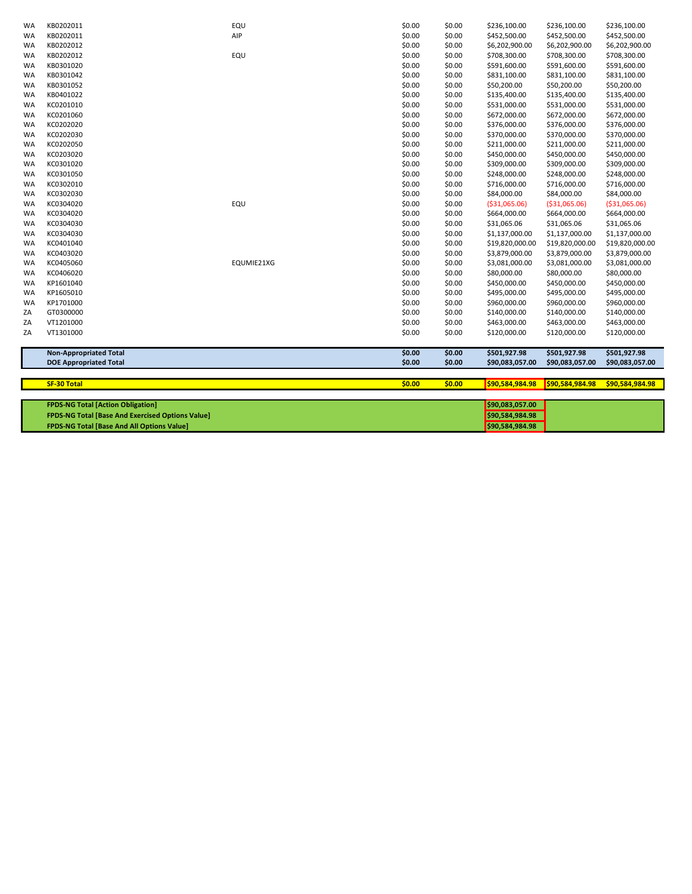| | | | | | | | |
|---|---|---|---|---|---|---|---|
| WA | KB0202011 | EQU | $0.00 | $0.00 | $236,100.00 | $236,100.00 | $236,100.00 |
| WA | KB0202011 | AIP | $0.00 | $0.00 | $452,500.00 | $452,500.00 | $452,500.00 |
| WA | KB0202012 | | $0.00 | $0.00 | $6,202,900.00 | $6,202,900.00 | $6,202,900.00 |
| WA | KB0202012 | EQU | $0.00 | $0.00 | $708,300.00 | $708,300.00 | $708,300.00 |
| WA | KB0301020 | | $0.00 | $0.00 | $591,600.00 | $591,600.00 | $591,600.00 |
| WA | KB0301042 | | $0.00 | $0.00 | $831,100.00 | $831,100.00 | $831,100.00 |
| WA | KB0301052 | | $0.00 | $0.00 | $50,200.00 | $50,200.00 | $50,200.00 |
| WA | KB0401022 | | $0.00 | $0.00 | $135,400.00 | $135,400.00 | $135,400.00 |
| WA | KC0201010 | | $0.00 | $0.00 | $531,000.00 | $531,000.00 | $531,000.00 |
| WA | KC0201060 | | $0.00 | $0.00 | $672,000.00 | $672,000.00 | $672,000.00 |
| WA | KC0202020 | | $0.00 | $0.00 | $376,000.00 | $376,000.00 | $376,000.00 |
| WA | KC0202030 | | $0.00 | $0.00 | $370,000.00 | $370,000.00 | $370,000.00 |
| WA | KC0202050 | | $0.00 | $0.00 | $211,000.00 | $211,000.00 | $211,000.00 |
| WA | KC0203020 | | $0.00 | $0.00 | $450,000.00 | $450,000.00 | $450,000.00 |
| WA | KC0301020 | | $0.00 | $0.00 | $309,000.00 | $309,000.00 | $309,000.00 |
| WA | KC0301050 | | $0.00 | $0.00 | $248,000.00 | $248,000.00 | $248,000.00 |
| WA | KC0302010 | | $0.00 | $0.00 | $716,000.00 | $716,000.00 | $716,000.00 |
| WA | KC0302030 | | $0.00 | $0.00 | $84,000.00 | $84,000.00 | $84,000.00 |
| WA | KC0304020 | EQU | $0.00 | $0.00 | ($31,065.06) | ($31,065.06) | ($31,065.06) |
| WA | KC0304020 | | $0.00 | $0.00 | $664,000.00 | $664,000.00 | $664,000.00 |
| WA | KC0304030 | | $0.00 | $0.00 | $31,065.06 | $31,065.06 | $31,065.06 |
| WA | KC0304030 | | $0.00 | $0.00 | $1,137,000.00 | $1,137,000.00 | $1,137,000.00 |
| WA | KC0401040 | | $0.00 | $0.00 | $19,820,000.00 | $19,820,000.00 | $19,820,000.00 |
| WA | KC0403020 | | $0.00 | $0.00 | $3,879,000.00 | $3,879,000.00 | $3,879,000.00 |
| WA | KC0405060 | EQUMIE21XG | $0.00 | $0.00 | $3,081,000.00 | $3,081,000.00 | $3,081,000.00 |
| WA | KC0406020 | | $0.00 | $0.00 | $80,000.00 | $80,000.00 | $80,000.00 |
| WA | KP1601040 | | $0.00 | $0.00 | $450,000.00 | $450,000.00 | $450,000.00 |
| WA | KP1605010 | | $0.00 | $0.00 | $495,000.00 | $495,000.00 | $495,000.00 |
| WA | KP1701000 | | $0.00 | $0.00 | $960,000.00 | $960,000.00 | $960,000.00 |
| ZA | GT0300000 | | $0.00 | $0.00 | $140,000.00 | $140,000.00 | $140,000.00 |
| ZA | VT1201000 | | $0.00 | $0.00 | $463,000.00 | $463,000.00 | $463,000.00 |
| ZA | VT1301000 | | $0.00 | $0.00 | $120,000.00 | $120,000.00 | $120,000.00 |
| | **Non-Appropriated Total** | | **$0.00** | **$0.00** | **$501,927.98** | **$501,927.98** | **$501,927.98** |
| | **DOE Appropriated Total** | | **$0.00** | **$0.00** | **$90,083,057.00** | **$90,083,057.00** | **$90,083,057.00** |
| | **SF-30 Total** | | **$0.00** | **$0.00** | **$90,584,984.98** | **$90,584,984.98** | **$90,584,984.98** |

| | |
|---|---|
| **FPDS-NG Total [Action Obligation]** | **$90,083,057.00** |
| **FPDS-NG Total [Base And Exercised Options Value]** | **$90,584,984.98** |
| **FPDS-NG Total [Base And All Options Value]** | **$90,584,984.98** |